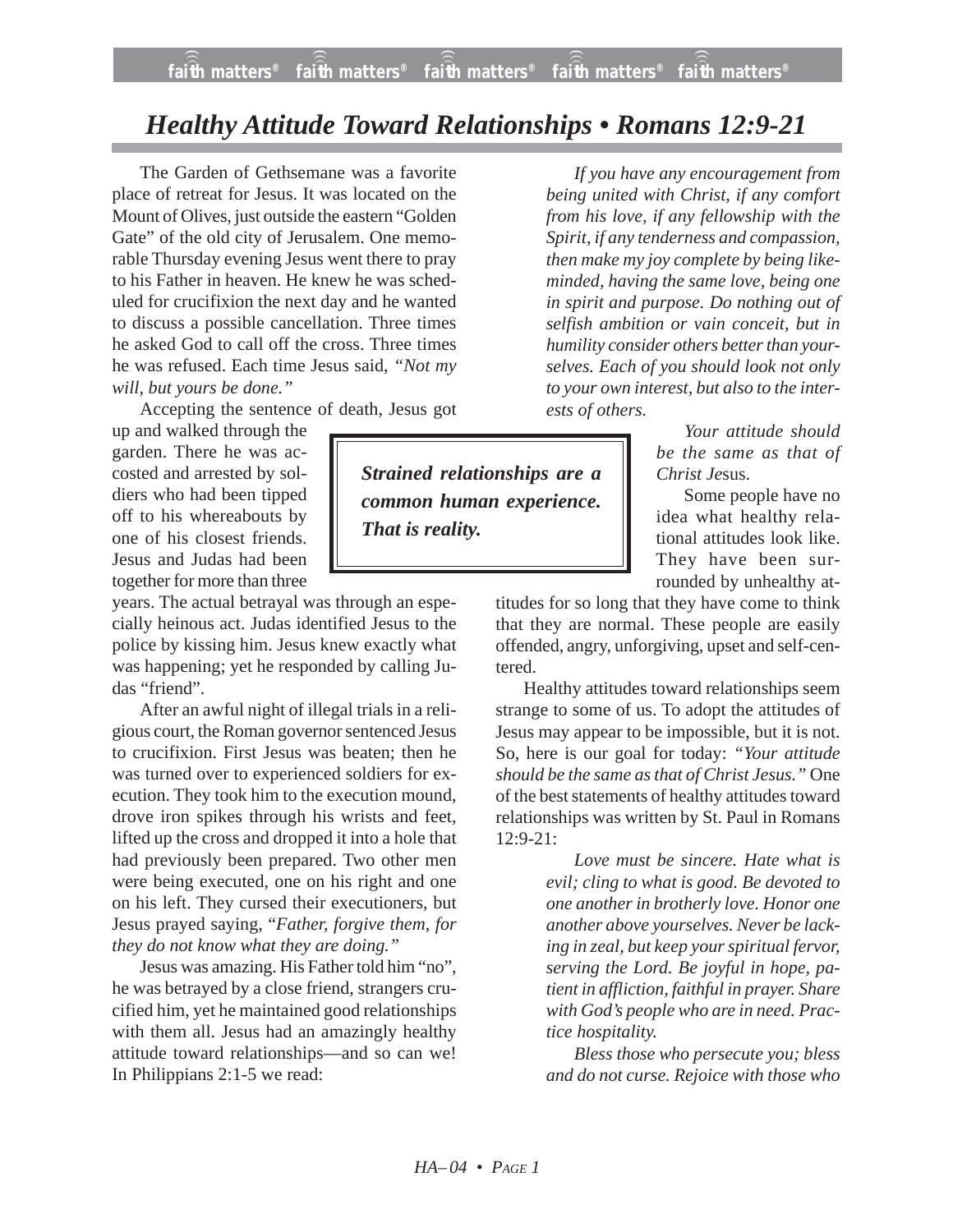# *Healthy Attitude Toward Relationships • Romans 12:9-21*

The Garden of Gethsemane was a favorite place of retreat for Jesus. It was located on the Mount of Olives, just outside the eastern "Golden Gate" of the old city of Jerusalem. One memorable Thursday evening Jesus went there to pray to his Father in heaven. He knew he was scheduled for crucifixion the next day and he wanted to discuss a possible cancellation. Three times he asked God to call off the cross. Three times he was refused. Each time Jesus said, *"Not my will, but yours be done."*

Accepting the sentence of death, Jesus got up and walked through the garden. There he was accosted and arrested by soldiers who had been tipped off to his whereabouts by one of his closest friends. Jesus and Judas had been together for more than three years. The actual betrayal was through an especially heinous act. Judas identified Jesus to the police by kissing him. Jesus knew exactly what was happening; yet he responded by calling Judas "friend".

After an awful night of illegal trials in a religious court, the Roman governor sentenced Jesus to crucifixion. First Jesus was beaten; then he was turned over to experienced soldiers for execution. They took him to the execution mound, drove iron spikes through his wrists and feet, lifted up the cross and dropped it into a hole that had previously been prepared. Two other men were being executed, one on his right and one on his left. They cursed their executioners, but Jesus prayed saying, "*Father, forgive them, for they do not know what they are doing."*

Jesus was amazing. His Father told him "no", he was betrayed by a close friend, strangers crucified him, yet he maintained good relationships with them all. Jesus had an amazingly healthy attitude toward relationships—and so can we! In Philippians 2:1-5 we read:

> *If you have any encouragement from being united with Christ, if any comfort from his love, if any fellowship with the Spirit, if any tenderness and compassion, then make my joy complete by being like-minded, having the same love, being one in spirit and purpose. Do nothing out of selfish ambition or vain conceit, but in humility consider others better than yourselves. Each of you should look not only to your own interest, but also to the interests of others.*
>
> *Your attitude should be the same as that of Christ Jesus.*

**Strained relationships are a common human experience. That is reality.**

Some people have no idea what healthy relational attitudes look like. They have been surrounded by unhealthy attitudes for so long that they have come to think that they are normal. These people are easily offended, angry, unforgiving, upset and self-centered.

Healthy attitudes toward relationships seem strange to some of us. To adopt the attitudes of Jesus may appear to be impossible, but it is not. So, here is our goal for today: *"Your attitude should be the same as that of Christ Jesus."* One of the best statements of healthy attitudes toward relationships was written by St. Paul in Romans 12:9-21:

> *Love must be sincere. Hate what is evil; cling to what is good. Be devoted to one another in brotherly love. Honor one another above yourselves. Never be lacking in zeal, but keep your spiritual fervor, serving the Lord. Be joyful in hope, patient in affliction, faithful in prayer. Share with God's people who are in need. Practice hospitality.*
>
> *Bless those who persecute you; bless and do not curse. Rejoice with those who*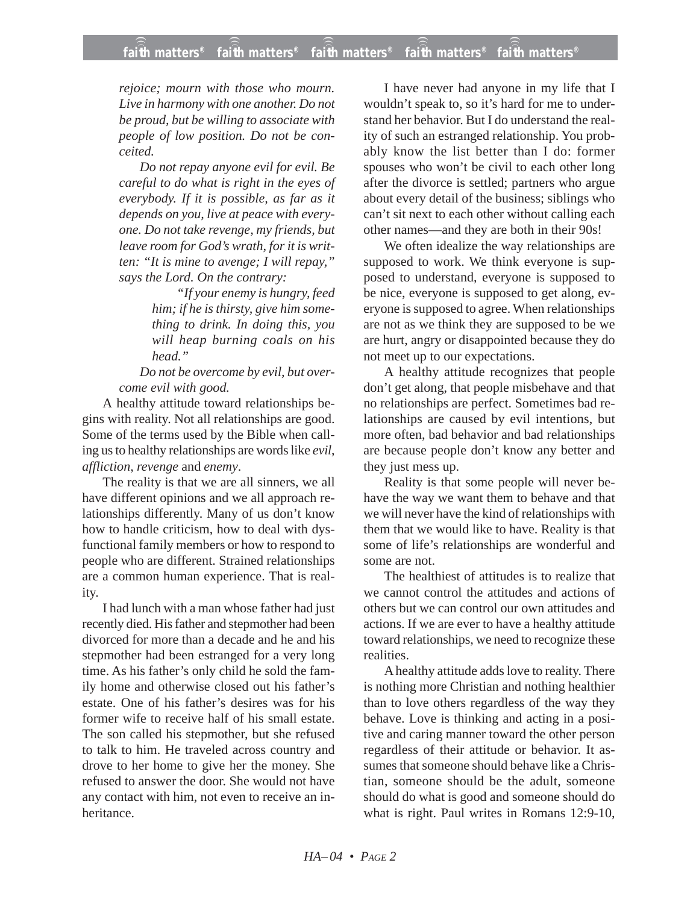*rejoice; mourn with those who mourn. Live in harmony with one another. Do not be proud, but be willing to associate with people of low position. Do not be conceited.*

*Do not repay anyone evil for evil. Be careful to do what is right in the eyes of everybody. If it is possible, as far as it depends on you, live at peace with everyone. Do not take revenge, my friends, but leave room for God's wrath, for it is written: "It is mine to avenge; I will repay," says the Lord. On the contrary:*

> *"If your enemy is hungry, feed him; if he is thirsty, give him something to drink. In doing this, you will heap burning coals on his head."*

*Do not be overcome by evil, but overcome evil with good.*

A healthy attitude toward relationships begins with reality. Not all relationships are good. Some of the terms used by the Bible when calling us to healthy relationships are words like *evil*, *affliction*, *revenge* and *enemy*.

The reality is that we are all sinners, we all have different opinions and we all approach relationships differently. Many of us don't know how to handle criticism, how to deal with dysfunctional family members or how to respond to people who are different. Strained relationships are a common human experience. That is reality.

I had lunch with a man whose father had just recently died. His father and stepmother had been divorced for more than a decade and he and his stepmother had been estranged for a very long time. As his father's only child he sold the family home and otherwise closed out his father's estate. One of his father's desires was for his former wife to receive half of his small estate. The son called his stepmother, but she refused to talk to him. He traveled across country and drove to her home to give her the money. She refused to answer the door. She would not have any contact with him, not even to receive an inheritance.

I have never had anyone in my life that I wouldn't speak to, so it's hard for me to understand her behavior. But I do understand the reality of such an estranged relationship. You probably know the list better than I do: former spouses who won't be civil to each other long after the divorce is settled; partners who argue about every detail of the business; siblings who can't sit next to each other without calling each other names—and they are both in their 90s!

We often idealize the way relationships are supposed to work. We think everyone is supposed to understand, everyone is supposed to be nice, everyone is supposed to get along, everyone is supposed to agree. When relationships are not as we think they are supposed to be we are hurt, angry or disappointed because they do not meet up to our expectations.

A healthy attitude recognizes that people don't get along, that people misbehave and that no relationships are perfect. Sometimes bad relationships are caused by evil intentions, but more often, bad behavior and bad relationships are because people don't know any better and they just mess up.

Reality is that some people will never behave the way we want them to behave and that we will never have the kind of relationships with them that we would like to have. Reality is that some of life's relationships are wonderful and some are not.

The healthiest of attitudes is to realize that we cannot control the attitudes and actions of others but we can control our own attitudes and actions. If we are ever to have a healthy attitude toward relationships, we need to recognize these realities.

A healthy attitude adds love to reality. There is nothing more Christian and nothing healthier than to love others regardless of the way they behave. Love is thinking and acting in a positive and caring manner toward the other person regardless of their attitude or behavior. It assumes that someone should behave like a Christian, someone should be the adult, someone should do what is good and someone should do what is right. Paul writes in Romans 12:9-10,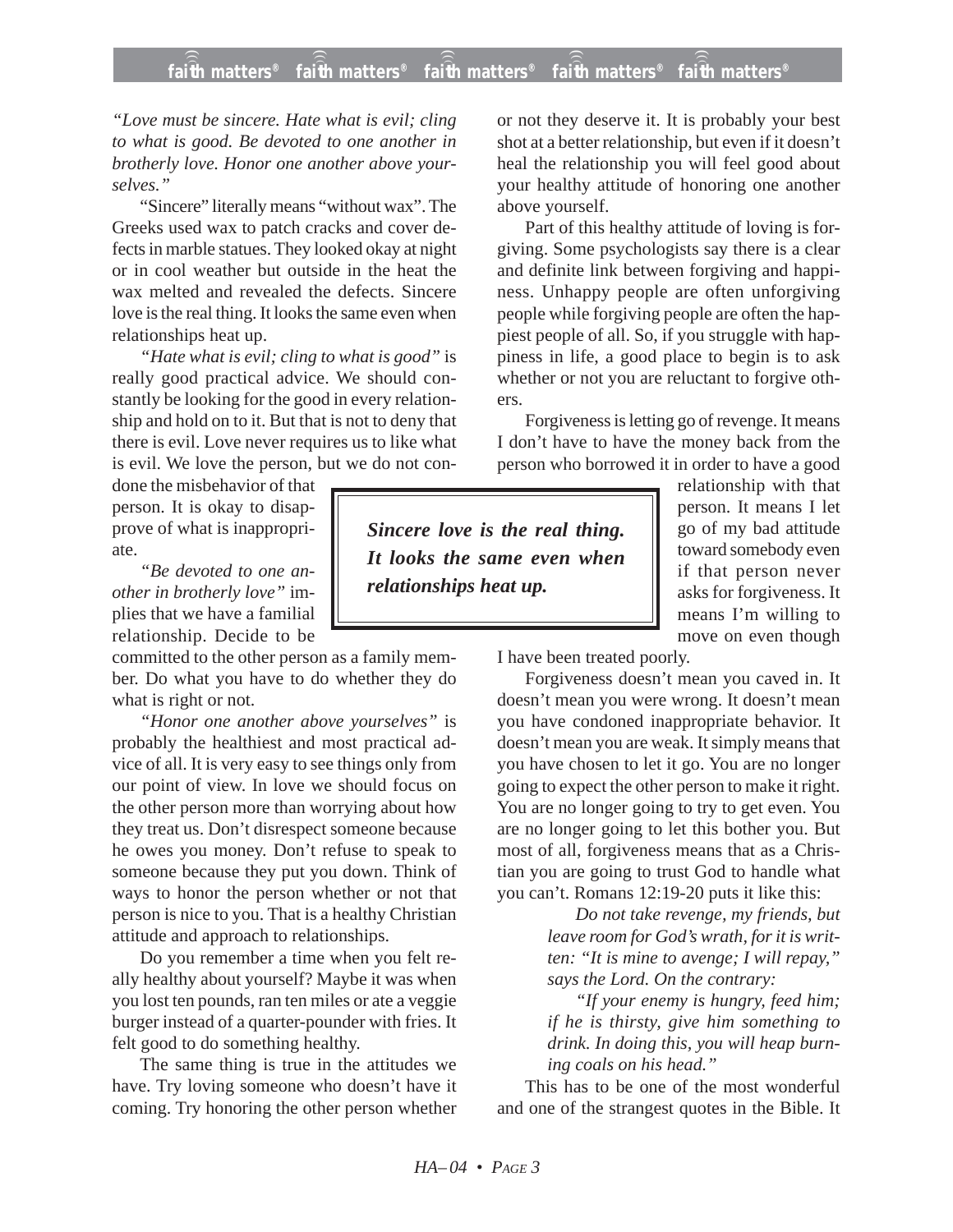*"Love must be sincere. Hate what is evil; cling to what is good. Be devoted to one another in brotherly love. Honor one another above yourselves."*

"Sincere" literally means "without wax". The Greeks used wax to patch cracks and cover defects in marble statues. They looked okay at night or in cool weather but outside in the heat the wax melted and revealed the defects. Sincere love is the real thing. It looks the same even when relationships heat up.

*"Hate what is evil; cling to what is good"* is really good practical advice. We should constantly be looking for the good in every relationship and hold on to it. But that is not to deny that there is evil. Love never requires us to like what is evil. We love the person, but we do not condone the misbehavior of that person. It is okay to disapprove of what is inappropriate.

*"Be devoted to one another in brotherly love"* implies that we have a familial relationship. Decide to be committed to the other person as a family member. Do what you have to do whether they do what is right or not.

*"Honor one another above yourselves"* is probably the healthiest and most practical advice of all. It is very easy to see things only from our point of view. In love we should focus on the other person more than worrying about how they treat us. Don't disrespect someone because he owes you money. Don't refuse to speak to someone because they put you down. Think of ways to honor the person whether or not that person is nice to you. That is a healthy Christian attitude and approach to relationships.

Do you remember a time when you felt really healthy about yourself? Maybe it was when you lost ten pounds, ran ten miles or ate a veggie burger instead of a quarter-pounder with fries. It felt good to do something healthy.

The same thing is true in the attitudes we have. Try loving someone who doesn't have it coming. Try honoring the other person whether or not they deserve it. It is probably your best shot at a better relationship, but even if it doesn't heal the relationship you will feel good about your healthy attitude of honoring one another above yourself.

Part of this healthy attitude of loving is forgiving. Some psychologists say there is a clear and definite link between forgiving and happiness. Unhappy people are often unforgiving people while forgiving people are often the happiest people of all. So, if you struggle with happiness in life, a good place to begin is to ask whether or not you are reluctant to forgive others.

Forgiveness is letting go of revenge. It means I don't have to have the money back from the person who borrowed it in order to have a good relationship with that person. It means I let go of my bad attitude toward somebody even if that person never asks for forgiveness. It means I'm willing to move on even though I have been treated poorly.

> ***Sincere love is the real thing. It looks the same even when relationships heat up.***

Forgiveness doesn't mean you caved in. It doesn't mean you were wrong. It doesn't mean you have condoned inappropriate behavior. It doesn't mean you are weak. It simply means that you have chosen to let it go. You are no longer going to expect the other person to make it right. You are no longer going to try to get even. You are no longer going to let this bother you. But most of all, forgiveness means that as a Christian you are going to trust God to handle what you can't. Romans 12:19-20 puts it like this:

> *Do not take revenge, my friends, but leave room for God's wrath, for it is written: "It is mine to avenge; I will repay," says the Lord. On the contrary:*
>
> *"If your enemy is hungry, feed him; if he is thirsty, give him something to drink. In doing this, you will heap burning coals on his head."*

This has to be one of the most wonderful and one of the strangest quotes in the Bible. It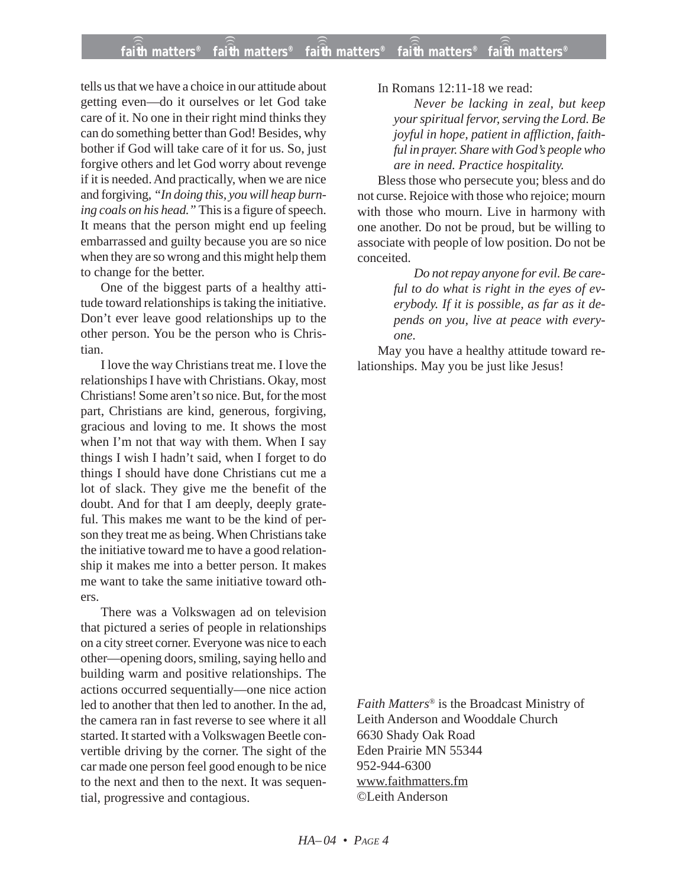tells us that we have a choice in our attitude about getting even—do it ourselves or let God take care of it. No one in their right mind thinks they can do something better than God! Besides, why bother if God will take care of it for us. So, just forgive others and let God worry about revenge if it is needed. And practically, when we are nice and forgiving, *"In doing this, you will heap burning coals on his head."* This is a figure of speech. It means that the person might end up feeling embarrassed and guilty because you are so nice when they are so wrong and this might help them to change for the better.

One of the biggest parts of a healthy attitude toward relationships is taking the initiative. Don't ever leave good relationships up to the other person. You be the person who is Christian.

I love the way Christians treat me. I love the relationships I have with Christians. Okay, most Christians! Some aren't so nice. But, for the most part, Christians are kind, generous, forgiving, gracious and loving to me. It shows the most when I'm not that way with them. When I say things I wish I hadn't said, when I forget to do things I should have done Christians cut me a lot of slack. They give me the benefit of the doubt. And for that I am deeply, deeply grateful. This makes me want to be the kind of person they treat me as being. When Christians take the initiative toward me to have a good relationship it makes me into a better person. It makes me want to take the same initiative toward others.

There was a Volkswagen ad on television that pictured a series of people in relationships on a city street corner. Everyone was nice to each other—opening doors, smiling, saying hello and building warm and positive relationships. The actions occurred sequentially—one nice action led to another that then led to another. In the ad, the camera ran in fast reverse to see where it all started. It started with a Volkswagen Beetle convertible driving by the corner. The sight of the car made one person feel good enough to be nice to the next and then to the next. It was sequential, progressive and contagious.

In Romans 12:11-18 we read:

> *Never be lacking in zeal, but keep your spiritual fervor, serving the Lord. Be joyful in hope, patient in affliction, faithful in prayer. Share with God's people who are in need. Practice hospitality.*

Bless those who persecute you; bless and do not curse. Rejoice with those who rejoice; mourn with those who mourn. Live in harmony with one another. Do not be proud, but be willing to associate with people of low position. Do not be conceited.

> *Do not repay anyone for evil. Be careful to do what is right in the eyes of everybody. If it is possible, as far as it depends on you, live at peace with everyone.*

May you have a healthy attitude toward relationships. May you be just like Jesus!

*Faith Matters*® is the Broadcast Ministry of
Leith Anderson and Wooddale Church
6630 Shady Oak Road
Eden Prairie MN 55344
952-944-6300
www.faithmatters.fm
©Leith Anderson